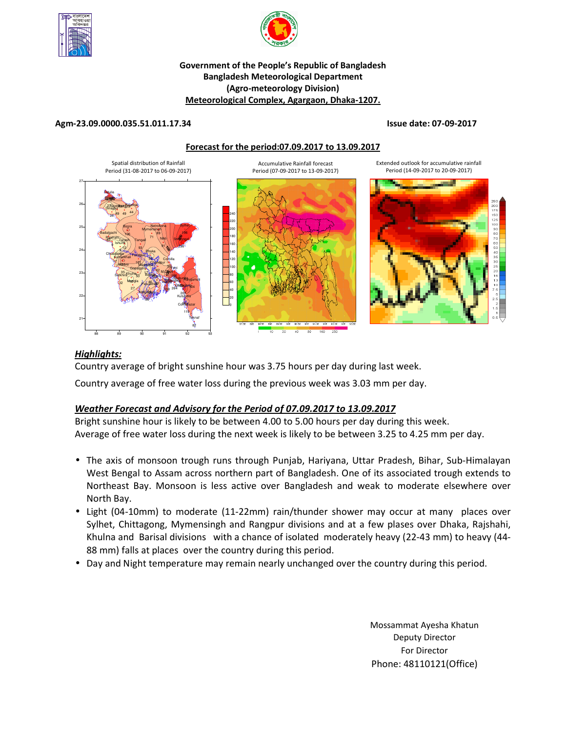**Government of the People's Republic of Bangladesh**
**Bangladesh Meteorological Department**
**(Agro-meteorology Division)**
**Meteorological Complex, Agargaon, Dhaka-1207.**

**Agm-23.09.0000.035.51.011.17.34** **Issue date: 07-09-2017**

**Forecast for the period:07.09.2017 to 13.09.2017**

Spatial distribution of Rainfall Period (31-08-2017 to 06-09-2017)

Accumulative Rainfall forecast Period (07-09-2017 to 13-09-2017)

Extended outlook for accumulative rainfall Period (14-09-2017 to 20-09-2017)

## *Highlights:*

Country average of bright sunshine hour was 3.75 hours per day during last week.

Country average of free water loss during the previous week was 3.03 mm per day.

## *Weather Forecast and Advisory for the Period of 07.09.2017 to 13.09.2017*

Bright sunshine hour is likely to be between 4.00 to 5.00 hours per day during this week.
Average of free water loss during the next week is likely to be between 3.25 to 4.25 mm per day.

- The axis of monsoon trough runs through Punjab, Hariyana, Uttar Pradesh, Bihar, Sub-Himalayan West Bengal to Assam across northern part of Bangladesh. One of its associated trough extends to Northeast Bay. Monsoon is less active over Bangladesh and weak to moderate elsewhere over North Bay.
- Light (04-10mm) to moderate (11-22mm) rain/thunder shower may occur at many places over Sylhet, Chittagong, Mymensingh and Rangpur divisions and at a few plases over Dhaka, Rajshahi, Khulna and Barisal divisions with a chance of isolated moderately heavy (22-43 mm) to heavy (44-88 mm) falls at places over the country during this period.
- Day and Night temperature may remain nearly unchanged over the country during this period.

Mossammat Ayesha Khatun
Deputy Director
For Director
Phone: 48110121(Office)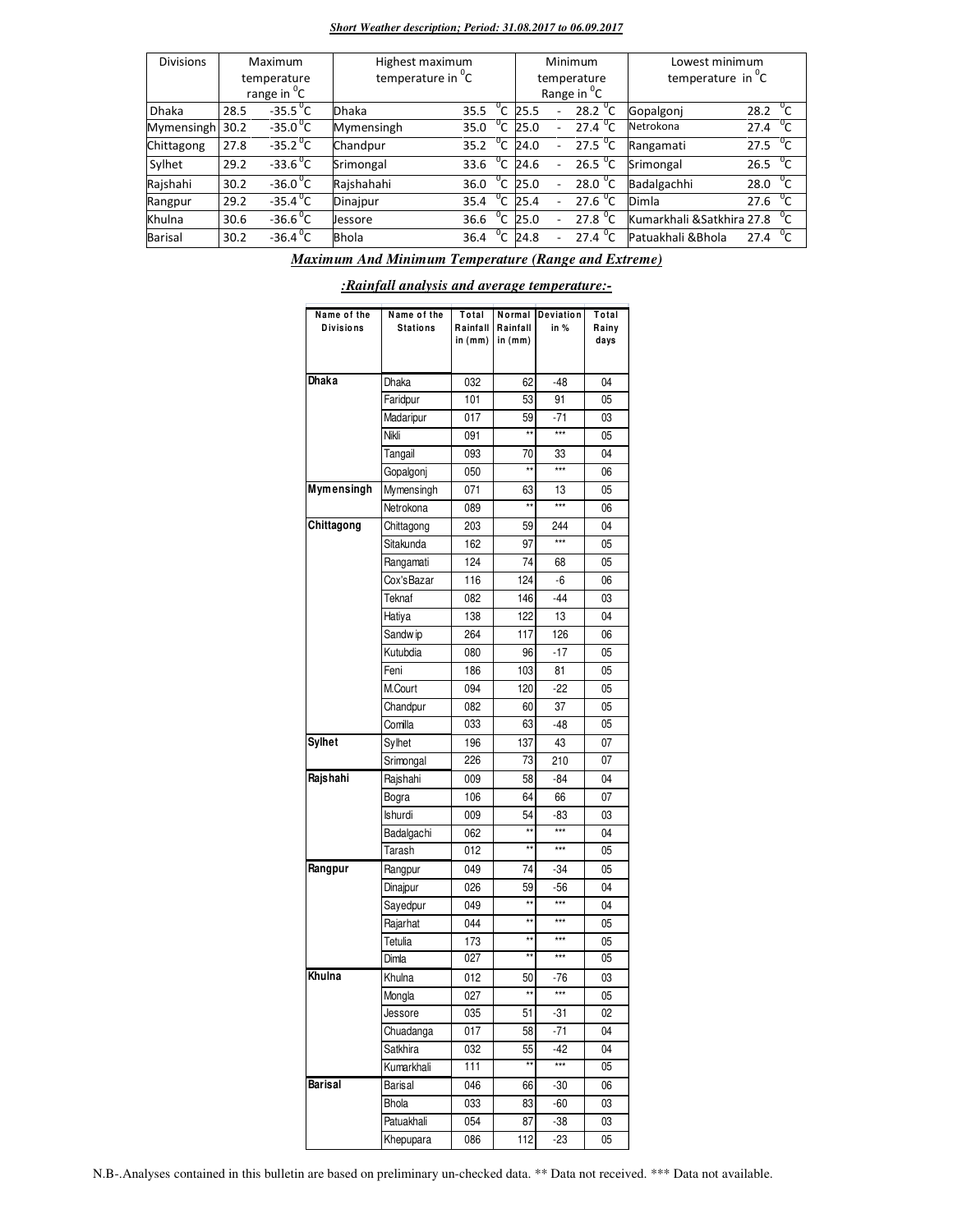***Short Weather description; Period: 31.08.2017 to 06.09.2017***

| Divisions | Maximum temperature range in $^0$C | Highest maximum temperature in $^0$C | | Minimum temperature Range in $^0$C | Lowest minimum temperature in $^0$C | |
|---|---|---|---|---|---|---|
| Dhaka | 28.5 -35.5 $^0$C | Dhaka | 35.5 $^0$C | 25.5 - 28.2 $^0$C | Gopalgonj | 28.2 $^0$C |
| Mymensingh | 30.2 -35.0 $^0$C | Mymensingh | 35.0 $^0$C | 25.0 - 27.4 $^0$C | Netrokona | 27.4 $^0$C |
| Chittagong | 27.8 -35.2 $^0$C | Chandpur | 35.2 $^0$C | 24.0 - 27.5 $^0$C | Rangamati | 27.5 $^0$C |
| Sylhet | 29.2 -33.6 $^0$C | Srimongal | 33.6 $^0$C | 24.6 - 26.5 $^0$C | Srimongal | 26.5 $^0$C |
| Rajshahi | 30.2 -36.0 $^0$C | Rajshahahi | 36.0 $^0$C | 25.0 - 28.0 $^0$C | Badalgachhi | 28.0 $^0$C |
| Rangpur | 29.2 -35.4 $^0$C | Dinajpur | 35.4 $^0$C | 25.4 - 27.6 $^0$C | Dimla | 27.6 $^0$C |
| Khulna | 30.6 -36.6 $^0$C | Jessore | 36.6 $^0$C | 25.0 - 27.8 $^0$C | Kumarkhali &Satkhira | 27.8 $^0$C |
| Barisal | 30.2 -36.4 $^0$C | Bhola | 36.4 $^0$C | 24.8 - 27.4 $^0$C | Patuakhali &Bhola | 27.4 $^0$C |

***Maximum And Minimum Temperature (Range and Extreme)***

***:Rainfall analysis and average temperature:-***

| Name of the Divisions | Name of the Stations | Total Rainfall in (mm) | Normal Rainfall in (mm) | Deviation in % | Total Rainy days |
|---|---|---|---|---|---|
| **Dhaka** | Dhaka | 032 | 62 | -48 | 04 |
| | Faridpur | 101 | 53 | 91 | 05 |
| | Madaripur | 017 | 59 | -71 | 03 |
| | Nikli | 091 | ** | *** | 05 |
| | Tangail | 093 | 70 | 33 | 04 |
| | Gopalgonj | 050 | ** | *** | 06 |
| **Mymensingh** | Mymensingh | 071 | 63 | 13 | 05 |
| | Netrokona | 089 | ** | *** | 06 |
| **Chittagong** | Chittagong | 203 | 59 | 244 | 04 |
| | Sitakunda | 162 | 97 | *** | 05 |
| | Rangamati | 124 | 74 | 68 | 05 |
| | Cox'sBazar | 116 | 124 | -6 | 06 |
| | Teknaf | 082 | 146 | -44 | 03 |
| | Hatiya | 138 | 122 | 13 | 04 |
| | Sandwip | 264 | 117 | 126 | 06 |
| | Kutubdia | 080 | 96 | -17 | 05 |
| | Feni | 186 | 103 | 81 | 05 |
| | M.Court | 094 | 120 | -22 | 05 |
| | Chandpur | 082 | 60 | 37 | 05 |
| | Comilla | 033 | 63 | -48 | 05 |
| **Sylhet** | Sylhet | 196 | 137 | 43 | 07 |
| | Srimongal | 226 | 73 | 210 | 07 |
| **Rajshahi** | Rajshahi | 009 | 58 | -84 | 04 |
| | Bogra | 106 | 64 | 66 | 07 |
| | Ishurdi | 009 | 54 | -83 | 03 |
| | Badalgachi | 062 | ** | *** | 04 |
| | Tarash | 012 | ** | *** | 05 |
| **Rangpur** | Rangpur | 049 | 74 | -34 | 05 |
| | Dinajpur | 026 | 59 | -56 | 04 |
| | Sayedpur | 049 | ** | *** | 04 |
| | Rajarhat | 044 | ** | *** | 05 |
| | Tetulia | 173 | ** | *** | 05 |
| | Dimla | 027 | ** | *** | 05 |
| **Khulna** | Khulna | 012 | 50 | -76 | 03 |
| | Mongla | 027 | ** | *** | 05 |
| | Jessore | 035 | 51 | -31 | 02 |
| | Chuadanga | 017 | 58 | -71 | 04 |
| | Satkhira | 032 | 55 | -42 | 04 |
| | Kumarkhali | 111 | ** | *** | 05 |
| **Barisal** | Barisal | 046 | 66 | -30 | 06 |
| | Bhola | 033 | 83 | -60 | 03 |
| | Patuakhali | 054 | 87 | -38 | 03 |
| | Khepupara | 086 | 112 | -23 | 05 |

N.B-.Analyses contained in this bulletin are based on preliminary un-checked data. ** Data not received. *** Data not available.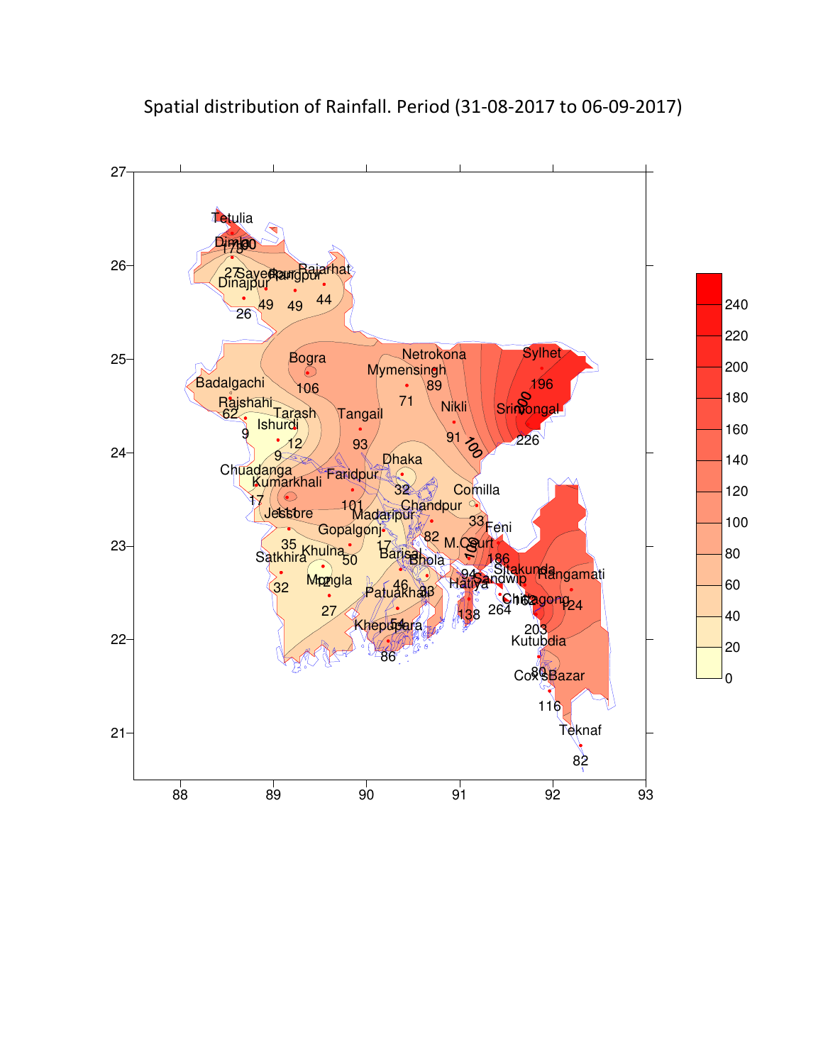Spatial distribution of Rainfall. Period (31-08-2017 to 06-09-2017)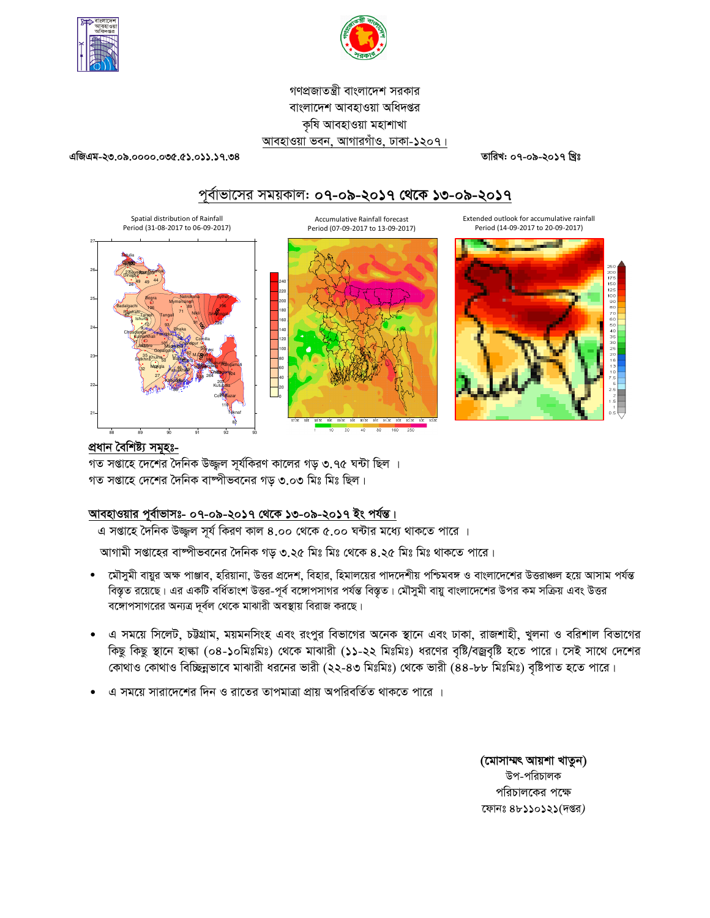গণপ্রজাতন্ত্রী বাংলাদেশ সরকার
বাংলাদেশ আবহাওয়া অধিদপ্তর
কৃষি আবহাওয়া মহাশাখা
আবহাওয়া ভবন, আগারগাঁও, ঢাকা-১২০৭।

এজিএম-২৩.০৯.০০০০.০৩৫.৫১.০১১.১৭.৩৪

তারিখ: ০৭-০৯-২০১৭ খ্রিঃ

## পূর্বাভাসের সময়কাল: ০৭-০৯-২০১৭ থেকে ১৩-০৯-২০১৭

Spatial distribution of Rainfall
Period (31-08-2017 to 06-09-2017)

Accumulative Rainfall forecast
Period (07-09-2017 to 13-09-2017)

Extended outlook for accumulative rainfall
Period (14-09-2017 to 20-09-2017)

### প্রধান বৈশিষ্ট্য সমূহঃ-

গত সপ্তাহে দেশের দৈনিক উজ্জ্বল সূর্যকিরণ কালের গড় ৩.৭৫ ঘন্টা ছিল ।
গত সপ্তাহে দেশের দৈনিক বাষ্পীভবনের গড় ৩.০৩ মিঃ মিঃ ছিল।

### আবহাওয়ার পূর্বাভাসঃ- ০৭-০৯-২০১৭ থেকে ১৩-০৯-২০১৭ ইং পর্যন্ত।

এ সপ্তাহে দৈনিক উজ্জ্বল সূর্য কিরণ কাল ৪.০০ থেকে ৫.০০ ঘন্টার মধ্যে থাকতে পারে ।

আগামী সপ্তাহের বাষ্পীভবনের দৈনিক গড় ৩.২৫ মিঃ মিঃ থেকে ৪.২৫ মিঃ মিঃ থাকতে পারে।

- মৌসুমী বায়ুর অক্ষ পাঞ্জাব, হরিয়ানা, উত্তর প্রদেশ, বিহার, হিমালয়ের পাদদেশীয় পশ্চিমবঙ্গ ও বাংলাদেশের উত্তরাঞ্চল হয়ে আসাম পর্যন্ত বিস্তৃত রয়েছে। এর একটি বর্ধিতাংশ উত্তর-পূর্ব বঙ্গোপসাগর পর্যন্ত বিস্তৃত। মৌসুমী বায়ু বাংলাদেশের উপর কম সক্রিয় এবং উত্তর বঙ্গোপসাগরের অন্যত্র দূর্বল থেকে মাঝারী অবস্থায় বিরাজ করছে।
- এ সময়ে সিলেট, চট্টগ্রাম, ময়মনসিংহ এবং রংপুর বিভাগের অনেক স্থানে এবং ঢাকা, রাজশাহী, খুলনা ও বরিশাল বিভাগের কিছু কিছু স্থানে হাল্কা (০৪-১০মিঃমিঃ) থেকে মাঝারী (১১-২২ মিঃমিঃ) ধরণের বৃষ্টি/বজ্রবৃষ্টি হতে পারে। সেই সাথে দেশের কোথাও কোথাও বিচ্ছিন্নভাবে মাঝারী ধরনের ভারী (২২-৪৩ মিঃমিঃ) থেকে ভারী (৪৪-৮৮ মিঃমিঃ) বৃষ্টিপাত হতে পারে।
- এ সময়ে সারাদেশের দিন ও রাতের তাপমাত্রা প্রায় অপরিবর্তিত থাকতে পারে ।

**(মোসাম্মৎ আয়শা খাতুন)**
উপ-পরিচালক
পরিচালকের পক্ষে
ফোনঃ ৪৮১১০১২১(দপ্তর)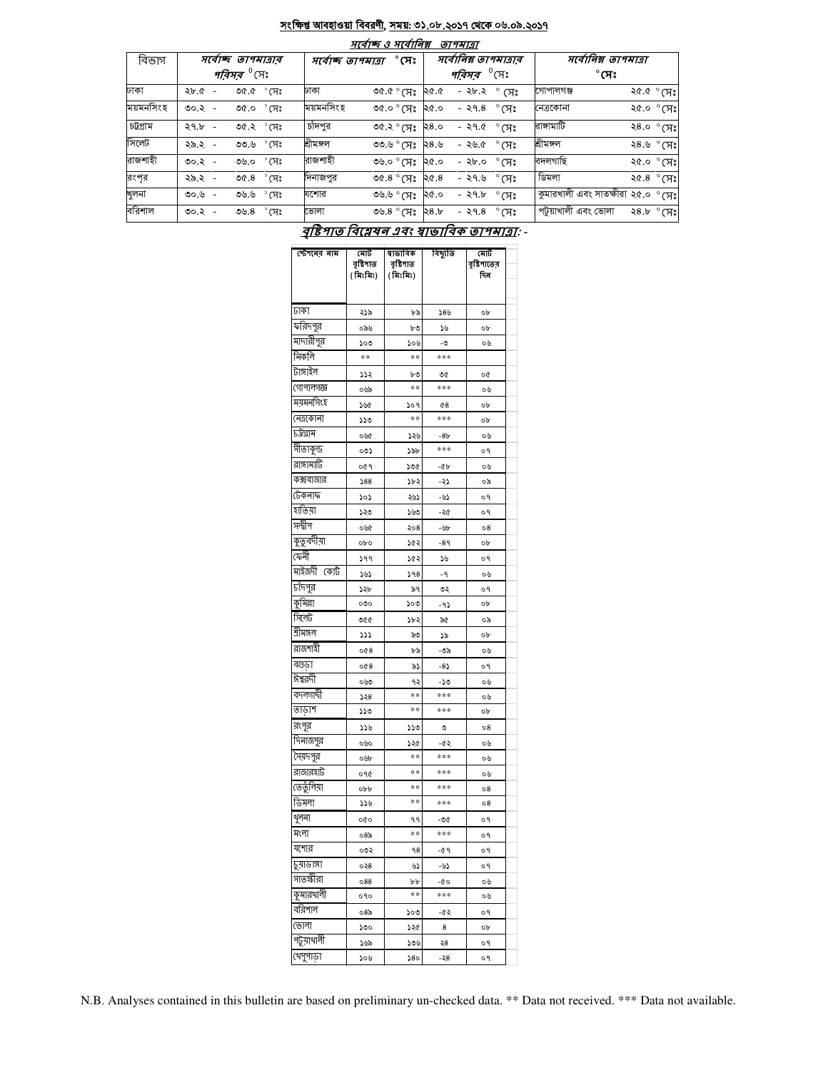## সংক্ষিপ্ত আবহাওয়া বিবরণী, সময়: ৩১.০৮.২০১৭ থেকে ০৬.০৯.২০১৭

### সর্বোচ্চ ও সর্বোনিম্ন তাপমাত্রা

| বিভাগ | সর্বোচ্চ তাপমাত্রার পরিসর °সেঃ | সর্বোচ্চ তাপমাত্রা °সেঃ | | সর্বোনিম্ন তাপমাত্রার পরিসর °সেঃ | সর্বোনিম্ন তাপমাত্রা °সেঃ | |
|---|---|---|---|---|---|---|
| ঢাকা | ২৮.৫ - ৩৫.৫ °সেঃ | ঢাকা | ৩৫.৫ °সেঃ | ২৫.৫ - ২৮.২ °সেঃ | গোপালগঞ্জ | ২৫.৫ °সেঃ |
| ময়মনসিংহ | ৩০.২ - ৩৫.০ °সেঃ | ময়মনসিংহ | ৩৫.০ °সেঃ | ২৫.০ - ২৭.৪ °সেঃ | নেত্রকোনা | ২৫.০ °সেঃ |
| চট্রগ্রাম | ২৭.৮ - ৩৫.২ °সেঃ | চাঁদপুর | ৩৫.২ °সেঃ | ২৪.০ - ২৭.৫ °সেঃ | রাঙ্গামাটি | ২৪.০ °সেঃ |
| সিলেট | ২৯.২ - ৩৩.৬ °সেঃ | শ্রীমঙ্গল | ৩৩.৬ °সেঃ | ২৪.৬ - ২৬.৫ °সেঃ | শ্রীমঙ্গল | ২৪.৬ °সেঃ |
| রাজশাহী | ৩০.২ - ৩৬.০ °সেঃ | রাজশাহী | ৩৬.০ °সেঃ | ২৫.০ - ২৮.০ °সেঃ | বদলগাছি | ২৫.০ °সেঃ |
| রংপুর | ২৯.২ - ৩৫.৪ °সেঃ | দিনাজপুর | ৩৫.৪ °সেঃ | ২৫.৪ - ২৭.৬ °সেঃ | ডিমলা | ২৫.৪ °সেঃ |
| খুলনা | ৩০.৬ - ৩৬.৬ °সেঃ | যশোর | ৩৬.৬ °সেঃ | ২৫.০ - ২৭.৮ °সেঃ | কুমারখালী এবং সাতক্ষীরা | ২৫.০ °সেঃ |
| বরিশাল | ৩০.২ - ৩৬.৪ °সেঃ | ভোলা | ৩৬.৪ °সেঃ | ২৪.৮ - ২৭.৪ °সেঃ | পটুয়াখালী এবং ভোলা | ২৪.৮ °সেঃ |

### বৃষ্টিপাত বিশ্লেষন এবং স্বাভাবিক তাপমাত্রা: -

| স্টেশনের নাম | মোট বৃষ্টিপাত (মিঃমিঃ) | স্বাভাবিক বৃষ্টিপাত (মিঃমিঃ) | বিচ্যুতি | মোট বৃষ্টিপাতের দিন |
|---|---|---|---|---|
| ঢাকা | ২১৯ | ৮৯ | ১৪৬ | ০৮ |
| ফরিদপুর | ০৯৬ | ৮৩ | ১৬ | ০৮ |
| মাদারীপুর | ১০৩ | ১০৬ | -৩ | ০৬ |
| নিকলি | ** | ** | *** | |
| টাঙ্গাইল | ১১২ | ৮৩ | ৩৫ | ০৫ |
| গোপালগঞ্জ | ০৬৯ | ** | *** | ০৬ |
| ময়মনসিংহ | ১৬৫ | ১০৭ | ৫৪ | ০৮ |
| নেত্রকোনা | ১১৩ | ** | *** | ০৮ |
| চট্টগ্রাম | ০৬৫ | ১২৬ | -৪৮ | ০৬ |
| সীতাকুন্ড | ০৩১ | ১৯৮ | *** | ০৭ |
| রাঙ্গামাটি | ০৫৭ | ১৩৫ | -৫৮ | ০৬ |
| কক্সবাজার | ১৪৪ | ১৮২ | -২১ | ০৯ |
| টেকনাফ | ১০১ | ২৬১ | -৬১ | ০৭ |
| হাতিয়া | ১২৩ | ১৬৩ | -২৫ | ০৭ |
| সন্দ্বীপ | ০৬৫ | ২০৪ | -৬৮ | ০৪ |
| কুতুবদীয়া | ০৮০ | ১৫২ | -৪৭ | ০৮ |
| ফেনী | ১৭৭ | ১৫২ | ১৬ | ০৭ |
| মাইজদী কোর্ট | ১৬১ | ১৭৪ | -৭ | ০৬ |
| চাঁদপুর | ১২৮ | ৯৭ | ৩২ | ০৭ |
| কুমিল্লা | ০৩০ | ১০৩ | -৭১ | ০৮ |
| সিলেট | ৩৫৫ | ১৮২ | ৯৫ | ০৯ |
| শ্রীমঙ্গল | ১১১ | ৯৩ | ১৯ | ০৮ |
| রাজশাহী | ০৫৪ | ৮৯ | -৩৯ | ০৬ |
| বগুড়া | ০৫৪ | ৯১ | -৪১ | ০৭ |
| ঈশ্বরদী | ০৬৩ | ৭২ | -১৩ | ০৬ |
| বদলগাছী | ১২৪ | ** | *** | ০৬ |
| তাড়াশ | ১১৩ | ** | *** | ০৮ |
| রংপুর | ১১৬ | ১১৩ | ৩ | ০৪ |
| দিনাজপুর | ০৬০ | ১২৫ | -৫২ | ০৬ |
| সৈয়দপুর | ০৬৮ | ** | *** | ০৬ |
| রাজারহাট | ০৭৫ | ** | *** | ০৬ |
| তেতুঁলিয়া | ০৮৮ | ** | *** | ০৪ |
| ডিমলা | ১১৬ | ** | *** | ০৪ |
| খুলনা | ০৫০ | ৭৭ | -৩৫ | ০৭ |
| মংলা | ০৪৯ | ** | *** | ০৭ |
| যশোর | ০৩২ | ৭৪ | -৫৭ | ০৭ |
| চুয়াডাঙ্গা | ০২৪ | ৬১ | -৬১ | ০৭ |
| সাতক্ষীরা | ০৪৪ | ৮৮ | -৫০ | ০৬ |
| কুমারখালী | ০৭০ | ** | *** | ০৬ |
| বরিশাল | ০৪৯ | ১০৩ | -৫২ | ০৭ |
| ভোলা | ১৩০ | ১২৫ | ৪ | ০৮ |
| পটুয়াখালী | ১৬৯ | ১৩৬ | ২৪ | ০৭ |
| খেপুপাড়া | ১০৬ | ১৪০ | -২৪ | ০৭ |

N.B. Analyses contained in this bulletin are based on preliminary un-checked data. ** Data not received. *** Data not available.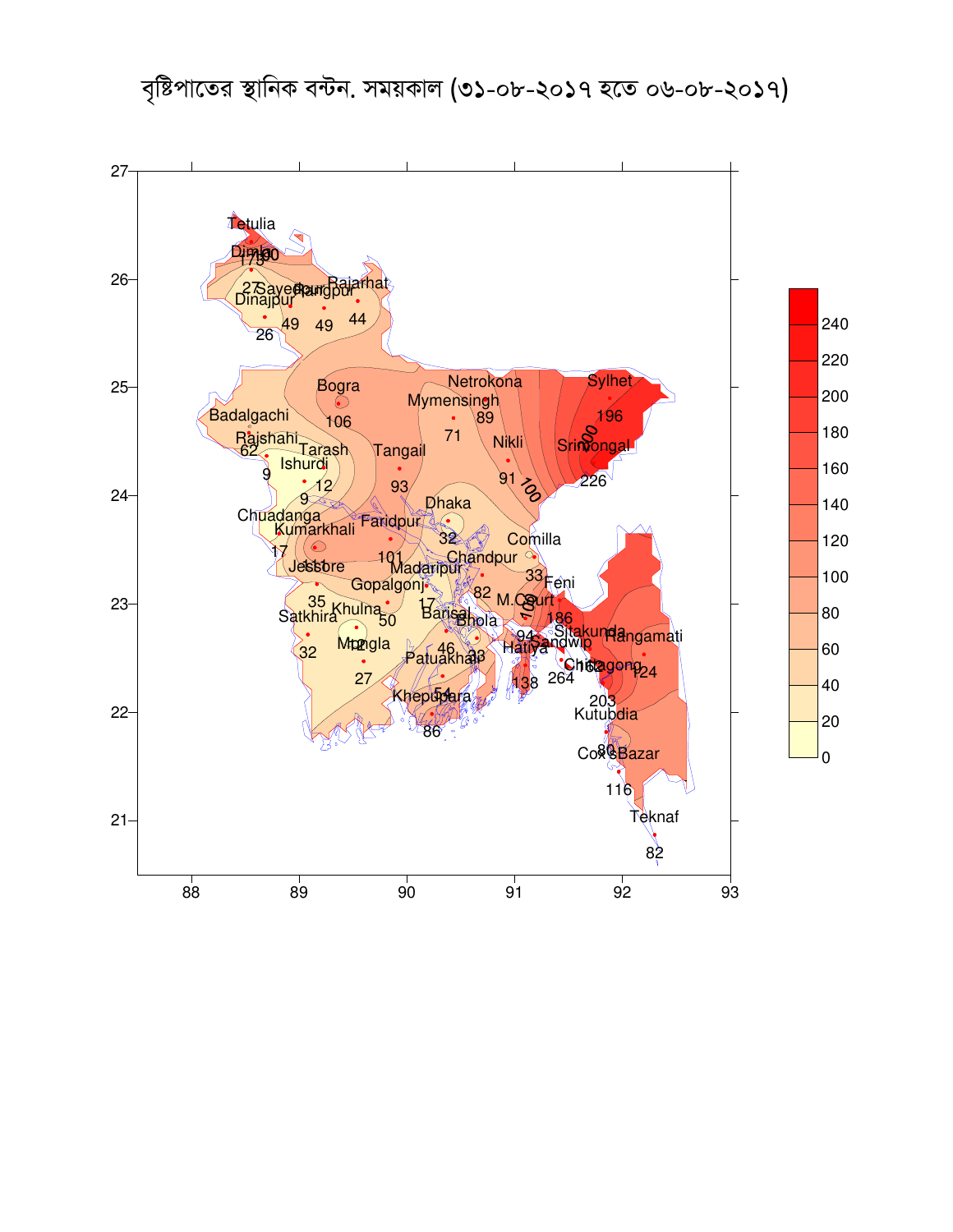বৃষ্টিপাতের স্থানিক বন্টন. সময়কাল (৩১-০৮-২০১৭ হতে ০৬-০৮-২০১৭)

27
26
25
24
23
22
21

88 89 90 91 92 93

Tetulia
Dimla
179
190
27
Sayedpur
Rangpur
Rajarhat
Dinajpur
49
49
44
26
Bogra
106
Badalgachi
Rajshahi
62
Tarash
Ishurdi
9
12
9
Tangail
93
Netrokona
Mymensingh
89
71
Sylhet
196
Nikli
91
Srimongal
226
100
200
Chuadanga
Kumarkhali
17
111
Faridpur
101
Dhaka
32
Comilla
Chandpur
33
Madaripur
Jessore
35
Gopalgonj
17
82
Feni
M.Court
100
186
Satkhira
32
Khulna
50
12
Mongla
27
Barisal
Bhola
46
33
Patuakhali
Hatiya
94
Sandwip
Sitakunda
Rangamati
Chittagong
162
264
124
138
Khepupara
54
86
203
Kutubdia
80
Cox'sBazar
116
Teknaf
82

240
220
200
180
160
140
120
100
80
60
40
20
0